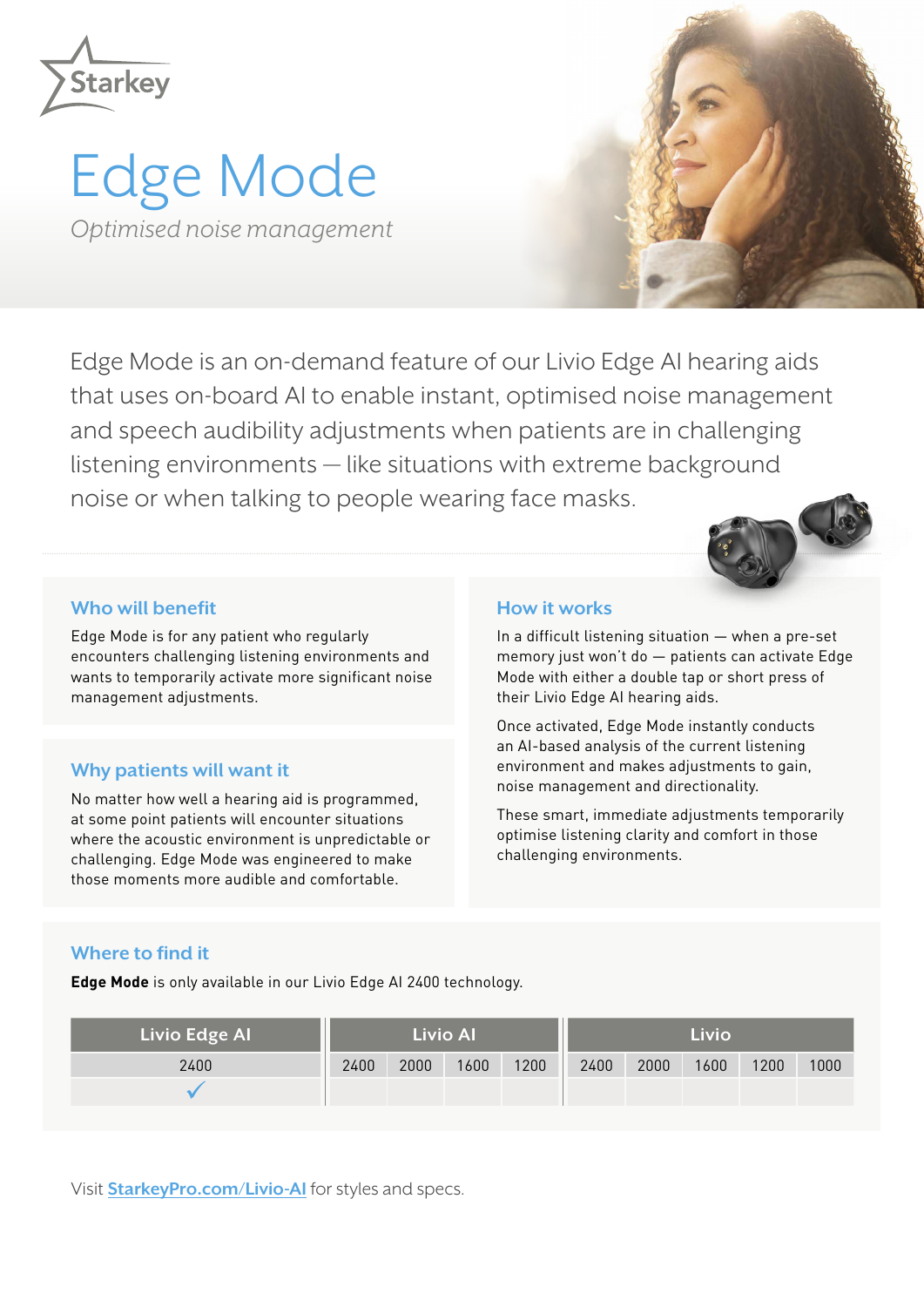Starkey

# Edge Mode

*Optimised noise management*

Edge Mode is an on-demand feature of our Livio Edge AI hearing aids that uses on-board AI to enable instant, optimised noise management and speech audibility adjustments when patients are in challenging listening environments — like situations with extreme background noise or when talking to people wearing face masks.

## Who will benefit

Edge Mode is for any patient who regularly encounters challenging listening environments and wants to temporarily activate more significant noise management adjustments.

## Why patients will want it

No matter how well a hearing aid is programmed, at some point patients will encounter situations where the acoustic environment is unpredictable or challenging. Edge Mode was engineered to make those moments more audible and comfortable.

## How it works

In a difficult listening situation — when a pre-set memory just won't do — patients can activate Edge Mode with either a double tap or short press of their Livio Edge AI hearing aids.

Once activated, Edge Mode instantly conducts an AI-based analysis of the current listening environment and makes adjustments to gain, noise management and directionality.

These smart, immediate adjustments temporarily optimise listening clarity and comfort in those challenging environments.

## Where to find it

**Edge Mode** is only available in our Livio Edge AI 2400 technology.

| Livio Edge AI | Livio AI | | | | Livio | | | | |
|---|---|---|---|---|---|---|---|---|---|
| 2400 | 2400 | 2000 | 1600 | 1200 | 2400 | 2000 | 1600 | 1200 | 1000 |
| ✓ | | | | | | | | | |

Visit StarkeyPro.com/Livio-AI for styles and specs.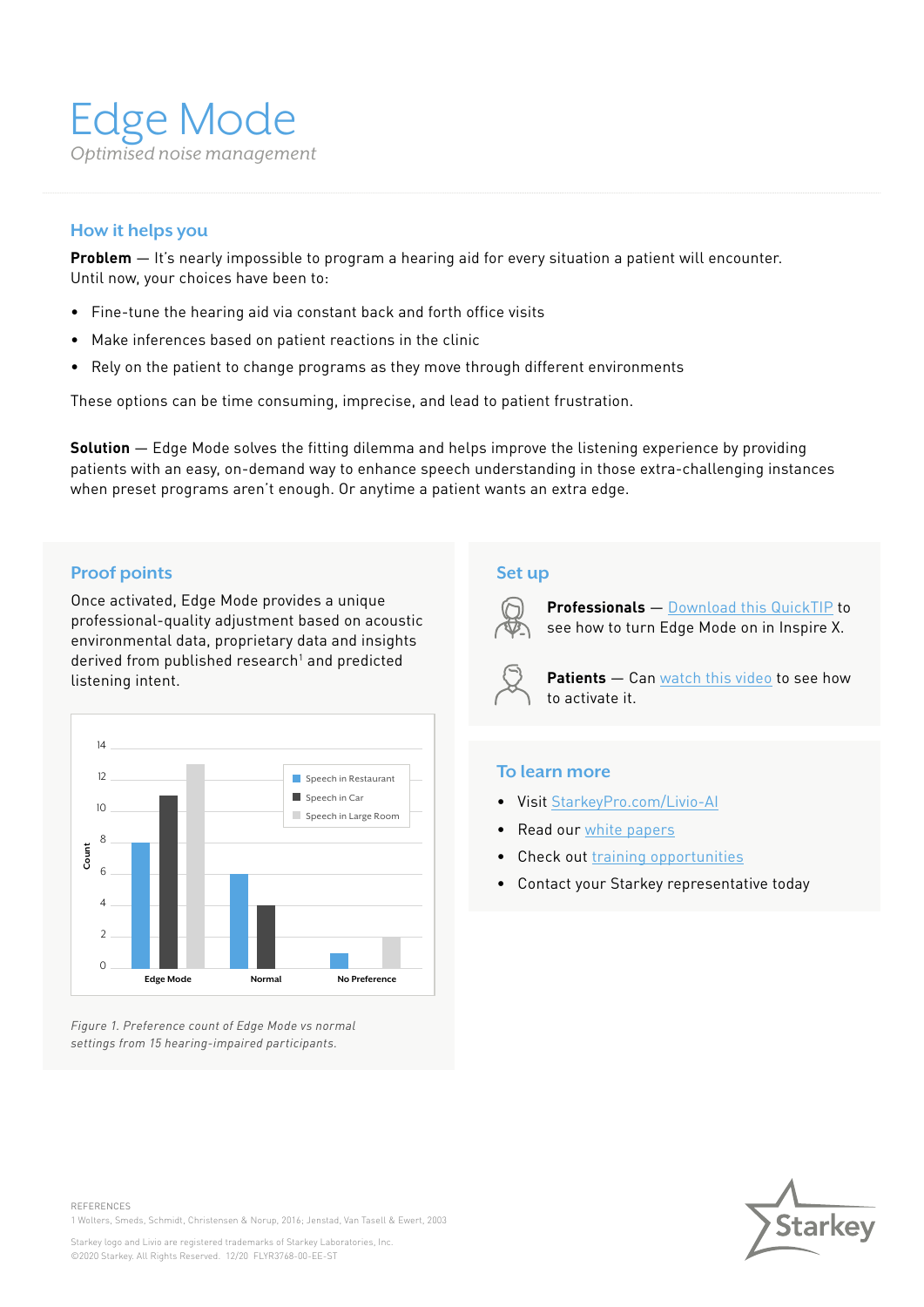// Edge Mode
*Optimised noise management*

## How it helps you

**Problem** — It's nearly impossible to program a hearing aid for every situation a patient will encounter. Until now, your choices have been to:

- Fine-tune the hearing aid via constant back and forth office visits
- Make inferences based on patient reactions in the clinic
- Rely on the patient to change programs as they move through different environments

These options can be time consuming, imprecise, and lead to patient frustration.

**Solution** — Edge Mode solves the fitting dilemma and helps improve the listening experience by providing patients with an easy, on-demand way to enhance speech understanding in those extra-challenging instances when preset programs aren't enough. Or anytime a patient wants an extra edge.

## Proof points

Once activated, Edge Mode provides a unique professional-quality adjustment based on acoustic environmental data, proprietary data and insights derived from published research[1] and predicted listening intent.

Count

14
12
10
8
6
4
2
0

Speech in Restaurant
Speech in Car
Speech in Large Room

Edge Mode
Normal
No Preference

*Figure 1. Preference count of Edge Mode vs normal settings from 15 hearing-impaired participants.*

## Set up

**Professionals** — Download this QuickTIP to see how to turn Edge Mode on in Inspire X.

**Patients** — Can watch this video to see how to activate it.

## To learn more

- Visit StarkeyPro.com/Livio-AI
- Read our white papers
- Check out training opportunities
- Contact your Starkey representative today

REFERENCES
1 Wolters, Smeds, Schmidt, Christensen & Norup, 2016; Jenstad, Van Tassell & Ewert, 2003

Starkey logo and Livio are registered trademarks of Starkey Laboratories, Inc.
©2020 Starkey. All Rights Reserved. 12/20 FLYR3768-00-EE-ST

Starkey